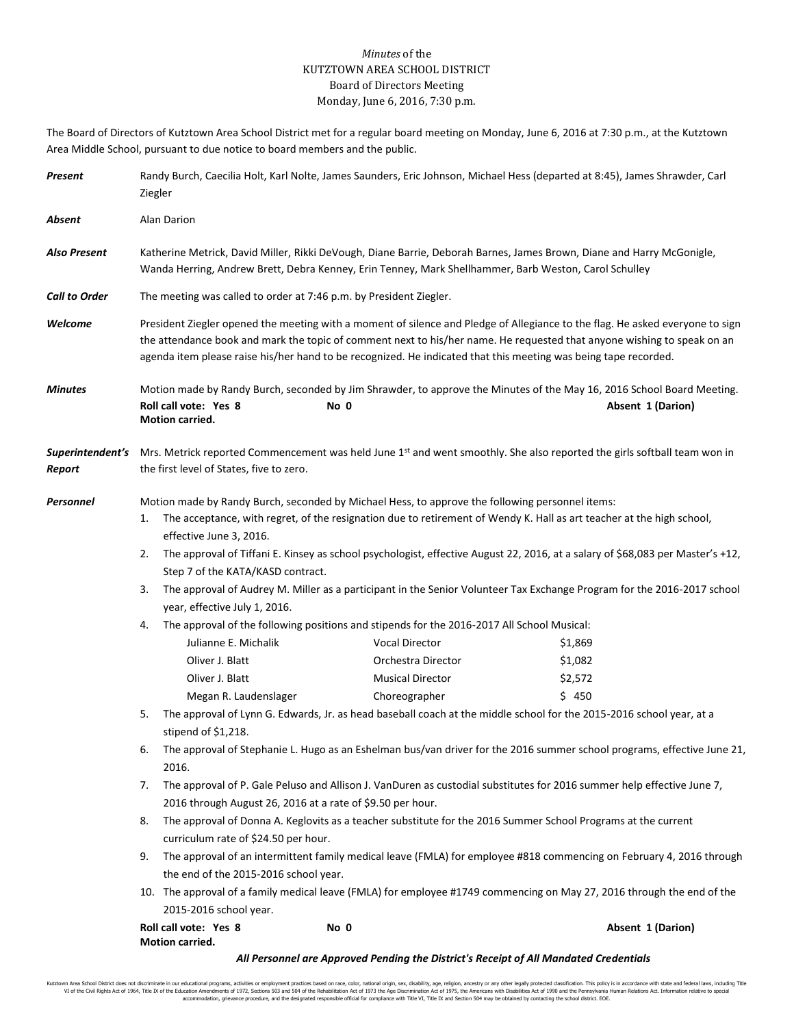*Minutes* of the
KUTZTOWN AREA SCHOOL DISTRICT
Board of Directors Meeting
Monday, June 6, 2016, 7:30 p.m.

The Board of Directors of Kutztown Area School District met for a regular board meeting on Monday, June 6, 2016 at 7:30 p.m., at the Kutztown Area Middle School, pursuant to due notice to board members and the public.

***Present*** Randy Burch, Caecilia Holt, Karl Nolte, James Saunders, Eric Johnson, Michael Hess (departed at 8:45), James Shrawder, Carl Ziegler

***Absent*** Alan Darion

***Also Present*** Katherine Metrick, David Miller, Rikki DeVough, Diane Barrie, Deborah Barnes, James Brown, Diane and Harry McGonigle, Wanda Herring, Andrew Brett, Debra Kenney, Erin Tenney, Mark Shellhammer, Barb Weston, Carol Schulley

***Call to Order*** The meeting was called to order at 7:46 p.m. by President Ziegler.

***Welcome*** President Ziegler opened the meeting with a moment of silence and Pledge of Allegiance to the flag. He asked everyone to sign the attendance book and mark the topic of comment next to his/her name. He requested that anyone wishing to speak on an agenda item please raise his/her hand to be recognized. He indicated that this meeting was being tape recorded.

***Minutes*** Motion made by Randy Burch, seconded by Jim Shrawder, to approve the Minutes of the May 16, 2016 School Board Meeting.

**Roll call vote: Yes 8 No 0 Absent 1 (Darion)**
**Motion carried.**

***Superintendent's Report*** Mrs. Metrick reported Commencement was held June 1st and went smoothly. She also reported the girls softball team won in the first level of States, five to zero.

***Personnel*** Motion made by Randy Burch, seconded by Michael Hess, to approve the following personnel items:

1. The acceptance, with regret, of the resignation due to retirement of Wendy K. Hall as art teacher at the high school, effective June 3, 2016.
2. The approval of Tiffani E. Kinsey as school psychologist, effective August 22, 2016, at a salary of $68,083 per Master's +12, Step 7 of the KATA/KASD contract.
3. The approval of Audrey M. Miller as a participant in the Senior Volunteer Tax Exchange Program for the 2016-2017 school year, effective July 1, 2016.
4. The approval of the following positions and stipends for the 2016-2017 All School Musical:

| | | |
|---|---|---|
| Julianne E. Michalik | Vocal Director | $1,869 |
| Oliver J. Blatt | Orchestra Director | $1,082 |
| Oliver J. Blatt | Musical Director | $2,572 |
| Megan R. Laudenslager | Choreographer | $ 450 |

5. The approval of Lynn G. Edwards, Jr. as head baseball coach at the middle school for the 2015-2016 school year, at a stipend of $1,218.
6. The approval of Stephanie L. Hugo as an Eshelman bus/van driver for the 2016 summer school programs, effective June 21, 2016.
7. The approval of P. Gale Peluso and Allison J. VanDuren as custodial substitutes for 2016 summer help effective June 7, 2016 through August 26, 2016 at a rate of $9.50 per hour.
8. The approval of Donna A. Keglovits as a teacher substitute for the 2016 Summer School Programs at the current curriculum rate of $24.50 per hour.
9. The approval of an intermittent family medical leave (FMLA) for employee #818 commencing on February 4, 2016 through the end of the 2015-2016 school year.
10. The approval of a family medical leave (FMLA) for employee #1749 commencing on May 27, 2016 through the end of the 2015-2016 school year.

**Roll call vote: Yes 8 No 0 Absent 1 (Darion)**
**Motion carried.**

***All Personnel are Approved Pending the District's Receipt of All Mandated Credentials***

Kutztown Area School District does not discriminate in our educational programs, activities or employment practices based on race, color, national origin, sex, disability, age, religion, ancestry or any other legally protected classification. This policy is in accordance with state and federal laws, including Title VI of the Civil Rights Act of 1964, Title IX of the Education Amendments of 1972, Sections 503 and 504 of the Rehabilitation Act of 1973 the Age Discrimination Act of 1975, the Americans with Disabilities Act of 1990 and the Pennsylvania Human Relations Act. Information relative to special accommodation, grievance procedure, and the designated responsible official for compliance with Title VI, Title IX and Section 504 may be obtained by contacting the school district. EOE.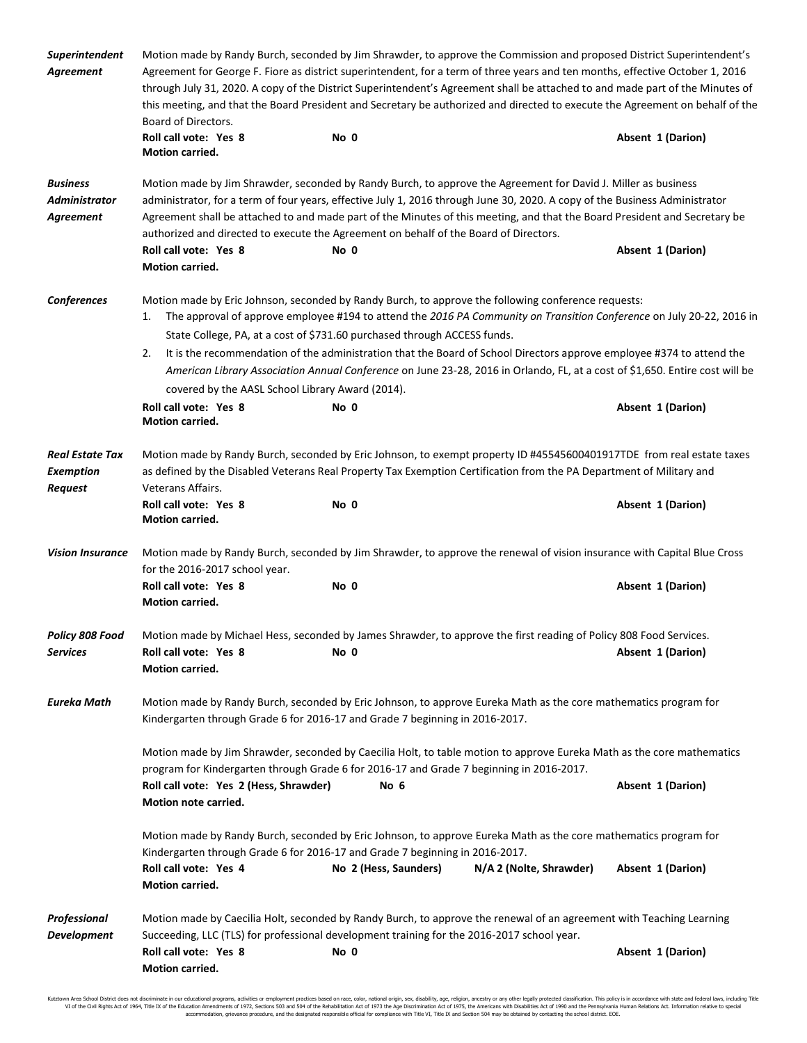***Superintendent Agreement***

Motion made by Randy Burch, seconded by Jim Shrawder, to approve the Commission and proposed District Superintendent's Agreement for George F. Fiore as district superintendent, for a term of three years and ten months, effective October 1, 2016 through July 31, 2020. A copy of the District Superintendent's Agreement shall be attached to and made part of the Minutes of this meeting, and that the Board President and Secretary be authorized and directed to execute the Agreement on behalf of the Board of Directors.

**Roll call vote: Yes 8** **No 0** **Absent 1 (Darion)**
**Motion carried.**

***Business Administrator Agreement***

Motion made by Jim Shrawder, seconded by Randy Burch, to approve the Agreement for David J. Miller as business administrator, for a term of four years, effective July 1, 2016 through June 30, 2020. A copy of the Business Administrator Agreement shall be attached to and made part of the Minutes of this meeting, and that the Board President and Secretary be authorized and directed to execute the Agreement on behalf of the Board of Directors.

**Roll call vote: Yes 8** **No 0** **Absent 1 (Darion)**
**Motion carried.**

***Conferences***

Motion made by Eric Johnson, seconded by Randy Burch, to approve the following conference requests:

1. The approval of approve employee #194 to attend the *2016 PA Community on Transition Conference* on July 20-22, 2016 in State College, PA, at a cost of $731.60 purchased through ACCESS funds.
2. It is the recommendation of the administration that the Board of School Directors approve employee #374 to attend the *American Library Association Annual Conference* on June 23-28, 2016 in Orlando, FL, at a cost of $1,650. Entire cost will be covered by the AASL School Library Award (2014).

**Roll call vote: Yes 8** **No 0** **Absent 1 (Darion)**
**Motion carried.**

***Real Estate Tax Exemption Request***

Motion made by Randy Burch, seconded by Eric Johnson, to exempt property ID #45545600401917TDE from real estate taxes as defined by the Disabled Veterans Real Property Tax Exemption Certification from the PA Department of Military and Veterans Affairs.

**Roll call vote: Yes 8** **No 0** **Absent 1 (Darion)**
**Motion carried.**

***Vision Insurance***

Motion made by Randy Burch, seconded by Jim Shrawder, to approve the renewal of vision insurance with Capital Blue Cross for the 2016-2017 school year.

**Roll call vote: Yes 8** **No 0** **Absent 1 (Darion)**
**Motion carried.**

***Policy 808 Food Services***

Motion made by Michael Hess, seconded by James Shrawder, to approve the first reading of Policy 808 Food Services.

**Roll call vote: Yes 8** **No 0** **Absent 1 (Darion)**
**Motion carried.**

***Eureka Math***

Motion made by Randy Burch, seconded by Eric Johnson, to approve Eureka Math as the core mathematics program for Kindergarten through Grade 6 for 2016-17 and Grade 7 beginning in 2016-2017.

Motion made by Jim Shrawder, seconded by Caecilia Holt, to table motion to approve Eureka Math as the core mathematics program for Kindergarten through Grade 6 for 2016-17 and Grade 7 beginning in 2016-2017.

**Roll call vote: Yes 2 (Hess, Shrawder)** **No 6** **Absent 1 (Darion)**
**Motion note carried.**

Motion made by Randy Burch, seconded by Eric Johnson, to approve Eureka Math as the core mathematics program for Kindergarten through Grade 6 for 2016-17 and Grade 7 beginning in 2016-2017.

**Roll call vote: Yes 4** **No 2 (Hess, Saunders)** **N/A 2 (Nolte, Shrawder)** **Absent 1 (Darion)**
**Motion carried.**

***Professional Development***

Motion made by Caecilia Holt, seconded by Randy Burch, to approve the renewal of an agreement with Teaching Learning Succeeding, LLC (TLS) for professional development training for the 2016-2017 school year.

**Roll call vote: Yes 8** **No 0** **Absent 1 (Darion)**
**Motion carried.**

Kutztown Area School District does not discriminate in our educational programs, activities or employment practices based on race, color, national origin, sex, disability, age, religion, ancestry or any other legally protected classification. This policy is in accordance with state and federal laws, including Title VI of the Civil Rights Act of 1964, Title IX of the Education Amendments of 1972, Sections 503 and 504 of the Rehabilitation Act of 1973 the Age Discrimination Act of 1975, the Americans with Disabilities Act of 1990 and the Pennsylvania Human Relations Act. Information relative to special accommodation, grievance procedure, and the designated responsible official for compliance with Title VI, Title IX and Section 504 may be obtained by contacting the school district. EOE.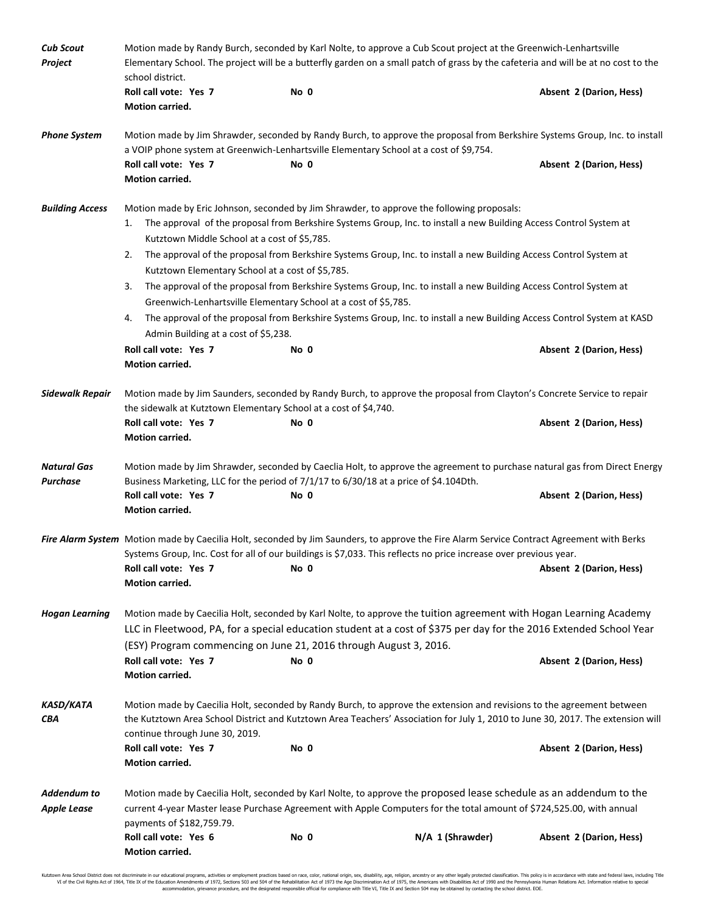***Cub Scout Project***

Motion made by Randy Burch, seconded by Karl Nolte, to approve a Cub Scout project at the Greenwich-Lenhartsville Elementary School. The project will be a butterfly garden on a small patch of grass by the cafeteria and will be at no cost to the school district.

**Roll call vote: Yes 7** **No 0** **Absent 2 (Darion, Hess)**
**Motion carried.**

***Phone System***

Motion made by Jim Shrawder, seconded by Randy Burch, to approve the proposal from Berkshire Systems Group, Inc. to install a VOIP phone system at Greenwich-Lenhartsville Elementary School at a cost of $9,754.

**Roll call vote: Yes 7** **No 0** **Absent 2 (Darion, Hess)**
**Motion carried.**

***Building Access***

Motion made by Eric Johnson, seconded by Jim Shrawder, to approve the following proposals:

1. The approval of the proposal from Berkshire Systems Group, Inc. to install a new Building Access Control System at Kutztown Middle School at a cost of $5,785.
2. The approval of the proposal from Berkshire Systems Group, Inc. to install a new Building Access Control System at Kutztown Elementary School at a cost of $5,785.
3. The approval of the proposal from Berkshire Systems Group, Inc. to install a new Building Access Control System at Greenwich-Lenhartsville Elementary School at a cost of $5,785.
4. The approval of the proposal from Berkshire Systems Group, Inc. to install a new Building Access Control System at KASD Admin Building at a cost of $5,238.

**Roll call vote: Yes 7** **No 0** **Absent 2 (Darion, Hess)**
**Motion carried.**

***Sidewalk Repair***

Motion made by Jim Saunders, seconded by Randy Burch, to approve the proposal from Clayton's Concrete Service to repair the sidewalk at Kutztown Elementary School at a cost of $4,740.

**Roll call vote: Yes 7** **No 0** **Absent 2 (Darion, Hess)**
**Motion carried.**

***Natural Gas Purchase***

Motion made by Jim Shrawder, seconded by Caeclia Holt, to approve the agreement to purchase natural gas from Direct Energy Business Marketing, LLC for the period of 7/1/17 to 6/30/18 at a price of $4.104Dth.

**Roll call vote: Yes 7** **No 0** **Absent 2 (Darion, Hess)**
**Motion carried.**

***Fire Alarm System***

Motion made by Caecilia Holt, seconded by Jim Saunders, to approve the Fire Alarm Service Contract Agreement with Berks Systems Group, Inc. Cost for all of our buildings is $7,033. This reflects no price increase over previous year.

**Roll call vote: Yes 7** **No 0** **Absent 2 (Darion, Hess)**
**Motion carried.**

***Hogan Learning***

Motion made by Caecilia Holt, seconded by Karl Nolte, to approve the tuition agreement with Hogan Learning Academy LLC in Fleetwood, PA, for a special education student at a cost of $375 per day for the 2016 Extended School Year (ESY) Program commencing on June 21, 2016 through August 3, 2016.

**Roll call vote: Yes 7** **No 0** **Absent 2 (Darion, Hess)**
**Motion carried.**

***KASD/KATA CBA***

Motion made by Caecilia Holt, seconded by Randy Burch, to approve the extension and revisions to the agreement between the Kutztown Area School District and Kutztown Area Teachers' Association for July 1, 2010 to June 30, 2017. The extension will continue through June 30, 2019.

**Roll call vote: Yes 7** **No 0** **Absent 2 (Darion, Hess)**
**Motion carried.**

***Addendum to Apple Lease***

Motion made by Caecilia Holt, seconded by Karl Nolte, to approve the proposed lease schedule as an addendum to the current 4-year Master lease Purchase Agreement with Apple Computers for the total amount of $724,525.00, with annual payments of $182,759.79.

**Roll call vote: Yes 6** **No 0** **N/A 1 (Shrawder)** **Absent 2 (Darion, Hess)**
**Motion carried.**

Kutztown Area School District does not discriminate in our educational programs, activities or employment practices based on race, color, national origin, sex, disability, age, religion, ancestry or any other legally protected classification. This policy is in accordance with state and federal laws, including Title VI of the Civil Rights Act of 1964, Title IX of the Education Amendments of 1972, Sections 503 and 504 of the Rehabilitation Act of 1973 the Age Discrimination Act of 1975, the Americans with Disabilities Act of 1990 and the Pennsylvania Human Relations Act. Information relative to special accommodation, grievance procedure, and the designated responsible official for compliance with Title VI, Title IX and Section 504 may be obtained by contacting the school district. EOE.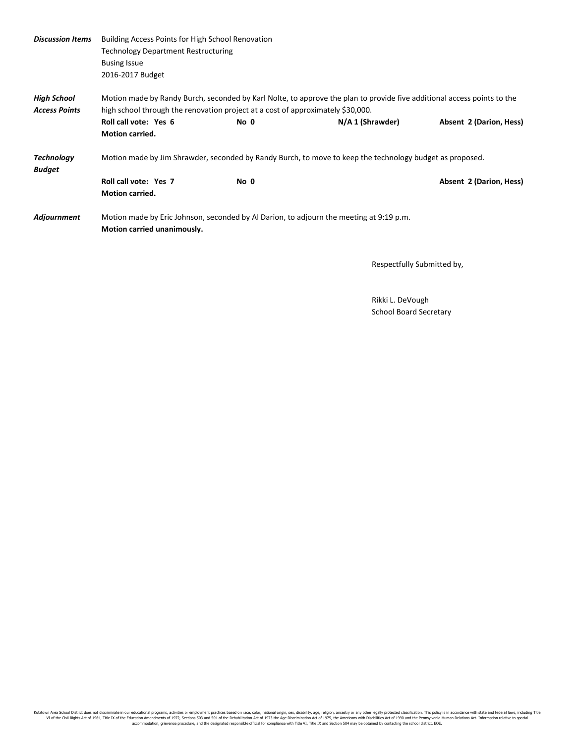***Discussion Items***

Building Access Points for High School Renovation
Technology Department Restructuring
Busing Issue
2016-2017 Budget

***High School Access Points***

Motion made by Randy Burch, seconded by Karl Nolte, to approve the plan to provide five additional access points to the high school through the renovation project at a cost of approximately $30,000.

**Roll call vote: Yes 6** **No 0** **N/A 1 (Shrawder)** **Absent 2 (Darion, Hess)**
**Motion carried.**

***Technology Budget***

Motion made by Jim Shrawder, seconded by Randy Burch, to move to keep the technology budget as proposed.

**Roll call vote: Yes 7** **No 0** **Absent 2 (Darion, Hess)**
**Motion carried.**

***Adjournment***

Motion made by Eric Johnson, seconded by Al Darion, to adjourn the meeting at 9:19 p.m.
**Motion carried unanimously.**

Respectfully Submitted by,

Rikki L. DeVough
School Board Secretary

Kutztown Area School District does not discriminate in our educational programs, activities or employment practices based on race, color, national origin, sex, disability, age, religion, ancestry or any other legally protected classification. This policy is in accordance with state and federal laws, including Title VI of the Civil Rights Act of 1964, Title IX of the Education Amendments of 1972, Sections 503 and 504 of the Rehabilitation Act of 1973 the Age Discrimination Act of 1975, the Americans with Disabilities Act of 1990 and the Pennsylvania Human Relations Act. Information relative to special accommodation, grievance procedure, and the designated responsible official for compliance with Title VI, Title IX and Section 504 may be obtained by contacting the school district. EOE.